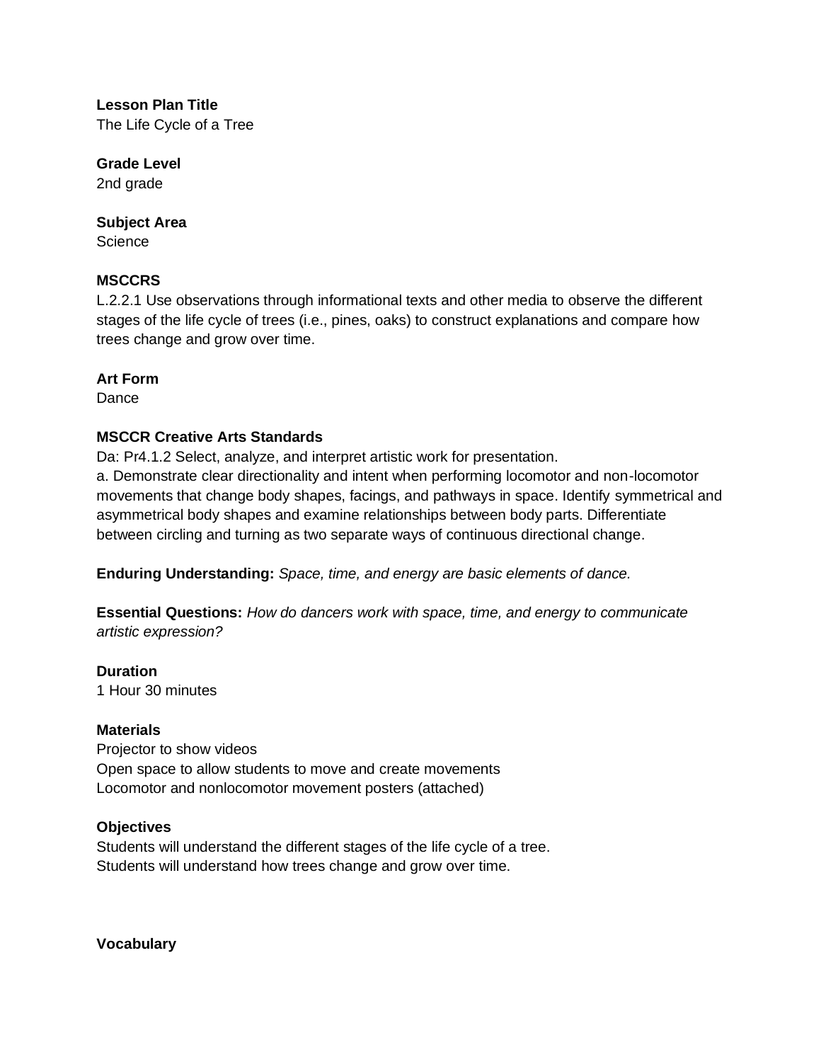**Lesson Plan Title**
The Life Cycle of a Tree

**Grade Level**
2nd grade

**Subject Area**
Science

**MSCCRS**
L.2.2.1 Use observations through informational texts and other media to observe the different stages of the life cycle of trees (i.e., pines, oaks) to construct explanations and compare how trees change and grow over time.

**Art Form**
Dance

**MSCCR Creative Arts Standards**
Da: Pr4.1.2 Select, analyze, and interpret artistic work for presentation.
a. Demonstrate clear directionality and intent when performing locomotor and non-locomotor movements that change body shapes, facings, and pathways in space. Identify symmetrical and asymmetrical body shapes and examine relationships between body parts. Differentiate between circling and turning as two separate ways of continuous directional change.

**Enduring Understanding:** *Space, time, and energy are basic elements of dance.*

**Essential Questions:** *How do dancers work with space, time, and energy to communicate artistic expression?*

**Duration**
1 Hour 30 minutes

**Materials**
Projector to show videos
Open space to allow students to move and create movements
Locomotor and nonlocomotor movement posters (attached)

**Objectives**
Students will understand the different stages of the life cycle of a tree.
Students will understand how trees change and grow over time.

**Vocabulary**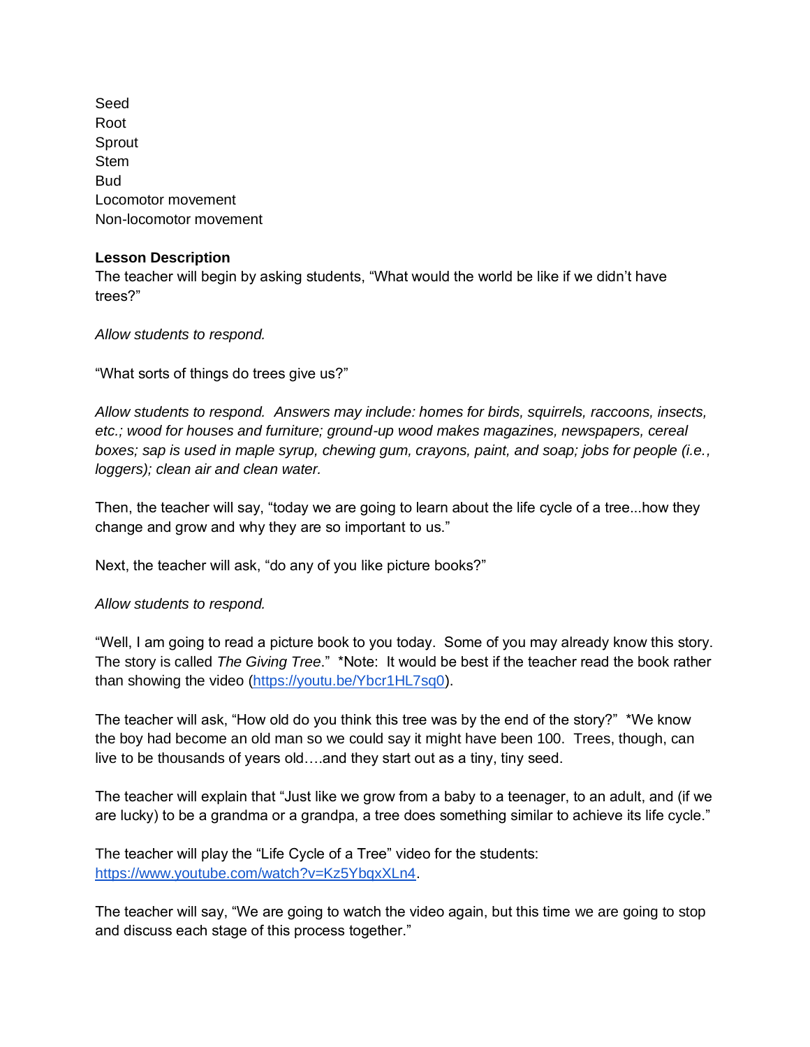Seed
Root
Sprout
Stem
Bud
Locomotor movement
Non-locomotor movement

**Lesson Description**
The teacher will begin by asking students, “What would the world be like if we didn’t have trees?”

*Allow students to respond.*

“What sorts of things do trees give us?”

*Allow students to respond. Answers may include: homes for birds, squirrels, raccoons, insects, etc.; wood for houses and furniture; ground-up wood makes magazines, newspapers, cereal boxes; sap is used in maple syrup, chewing gum, crayons, paint, and soap; jobs for people (i.e., loggers); clean air and clean water.*

Then, the teacher will say, “today we are going to learn about the life cycle of a tree...how they change and grow and why they are so important to us.”

Next, the teacher will ask, “do any of you like picture books?”

*Allow students to respond.*

“Well, I am going to read a picture book to you today. Some of you may already know this story. The story is called *The Giving Tree*.” *Note: It would be best if the teacher read the book rather than showing the video (https://youtu.be/Ybcr1HL7sq0).

The teacher will ask, “How old do you think this tree was by the end of the story?” *We know the boy had become an old man so we could say it might have been 100. Trees, though, can live to be thousands of years old….and they start out as a tiny, tiny seed.

The teacher will explain that “Just like we grow from a baby to a teenager, to an adult, and (if we are lucky) to be a grandma or a grandpa, a tree does something similar to achieve its life cycle.”

The teacher will play the “Life Cycle of a Tree” video for the students: https://www.youtube.com/watch?v=Kz5YbqxXLn4.

The teacher will say, “We are going to watch the video again, but this time we are going to stop and discuss each stage of this process together.”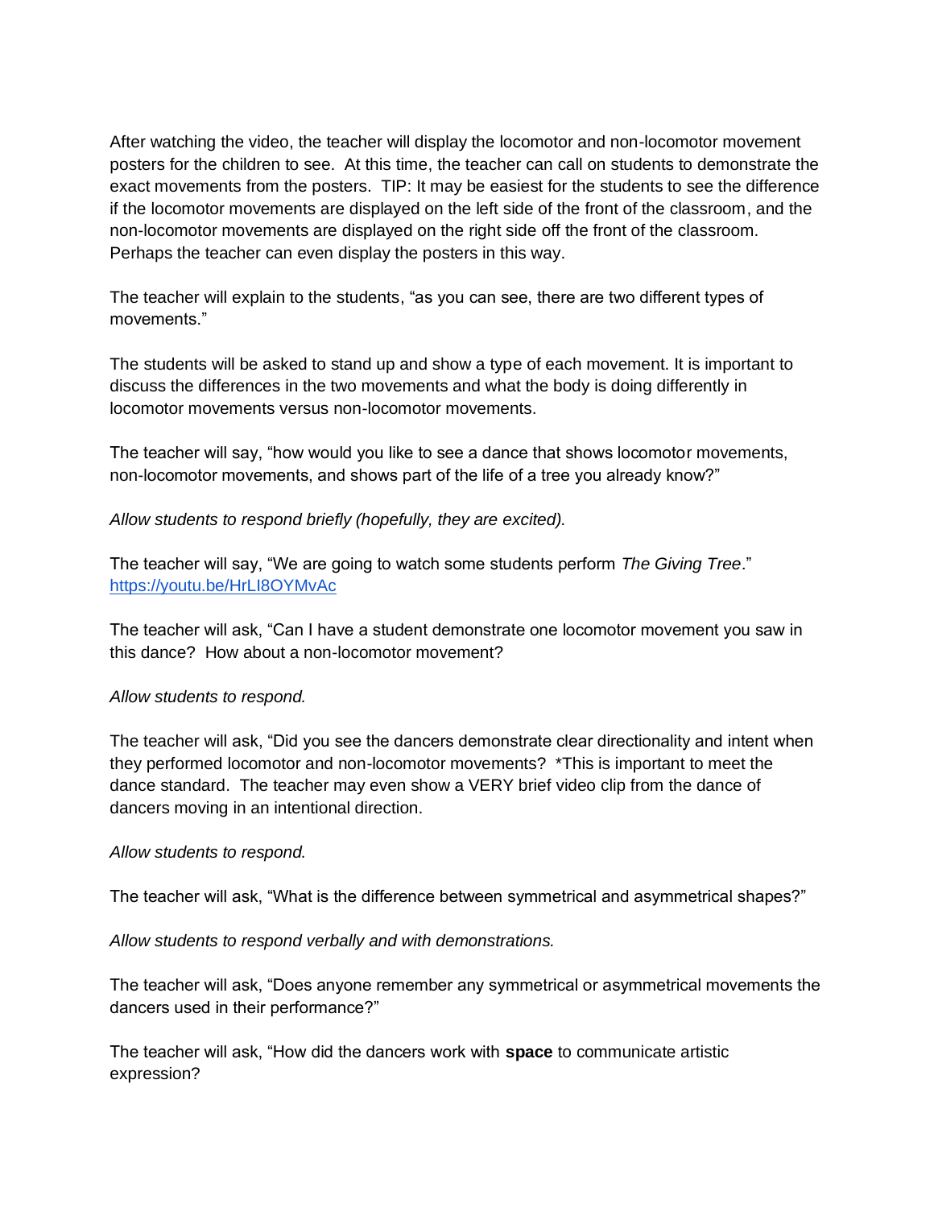After watching the video, the teacher will display the locomotor and non-locomotor movement posters for the children to see. At this time, the teacher can call on students to demonstrate the exact movements from the posters. TIP: It may be easiest for the students to see the difference if the locomotor movements are displayed on the left side of the front of the classroom, and the non-locomotor movements are displayed on the right side off the front of the classroom. Perhaps the teacher can even display the posters in this way.

The teacher will explain to the students, "as you can see, there are two different types of movements."

The students will be asked to stand up and show a type of each movement. It is important to discuss the differences in the two movements and what the body is doing differently in locomotor movements versus non-locomotor movements.

The teacher will say, "how would you like to see a dance that shows locomotor movements, non-locomotor movements, and shows part of the life of a tree you already know?"

*Allow students to respond briefly (hopefully, they are excited).*

The teacher will say, "We are going to watch some students perform *The Giving Tree*." [https://youtu.be/HrLI8OYMvAc](https://youtu.be/HrLI8OYMvAc)

The teacher will ask, "Can I have a student demonstrate one locomotor movement you saw in this dance? How about a non-locomotor movement?

*Allow students to respond.*

The teacher will ask, "Did you see the dancers demonstrate clear directionality and intent when they performed locomotor and non-locomotor movements? *This is important to meet the dance standard. The teacher may even show a VERY brief video clip from the dance of dancers moving in an intentional direction.

*Allow students to respond.*

The teacher will ask, "What is the difference between symmetrical and asymmetrical shapes?"

*Allow students to respond verbally and with demonstrations.*

The teacher will ask, "Does anyone remember any symmetrical or asymmetrical movements the dancers used in their performance?"

The teacher will ask, "How did the dancers work with **space** to communicate artistic expression?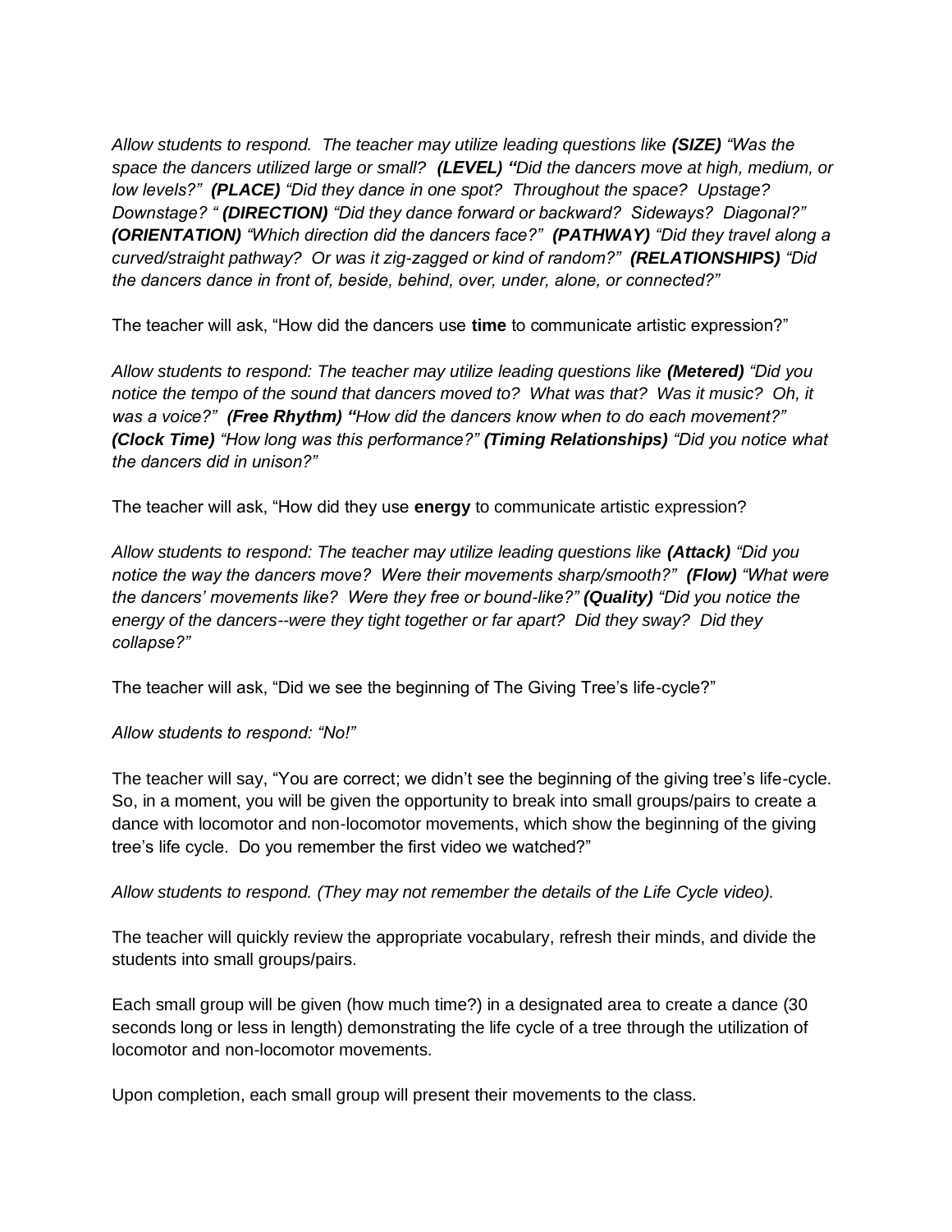*Allow students to respond. The teacher may utilize leading questions like **(SIZE)** "Was the space the dancers utilized large or small? **(LEVEL) "**Did the dancers move at high, medium, or low levels?" **(PLACE)** "Did they dance in one spot? Throughout the space? Upstage? Downstage? " **(DIRECTION)** "Did they dance forward or backward? Sideways? Diagonal?" **(ORIENTATION)** "Which direction did the dancers face?" **(PATHWAY)** "Did they travel along a curved/straight pathway? Or was it zig-zagged or kind of random?" **(RELATIONSHIPS)** "Did the dancers dance in front of, beside, behind, over, under, alone, or connected?"*

The teacher will ask, "How did the dancers use **time** to communicate artistic expression?"

*Allow students to respond: The teacher may utilize leading questions like **(Metered)** "Did you notice the tempo of the sound that dancers moved to? What was that? Was it music? Oh, it was a voice?" **(Free Rhythm) "**How did the dancers know when to do each movement?" **(Clock Time)** "How long was this performance?" **(Timing Relationships)** "Did you notice what the dancers did in unison?"*

The teacher will ask, "How did they use **energy** to communicate artistic expression?

*Allow students to respond: The teacher may utilize leading questions like **(Attack)** "Did you notice the way the dancers move? Were their movements sharp/smooth?" **(Flow)** "What were the dancers' movements like? Were they free or bound-like?" **(Quality)** "Did you notice the energy of the dancers--were they tight together or far apart? Did they sway? Did they collapse?"*

The teacher will ask, "Did we see the beginning of The Giving Tree's life-cycle?"

*Allow students to respond: "No!"*

The teacher will say, "You are correct; we didn't see the beginning of the giving tree's life-cycle. So, in a moment, you will be given the opportunity to break into small groups/pairs to create a dance with locomotor and non-locomotor movements, which show the beginning of the giving tree's life cycle. Do you remember the first video we watched?"

*Allow students to respond. (They may not remember the details of the Life Cycle video).*

The teacher will quickly review the appropriate vocabulary, refresh their minds, and divide the students into small groups/pairs.

Each small group will be given (how much time?) in a designated area to create a dance (30 seconds long or less in length) demonstrating the life cycle of a tree through the utilization of locomotor and non-locomotor movements.

Upon completion, each small group will present their movements to the class.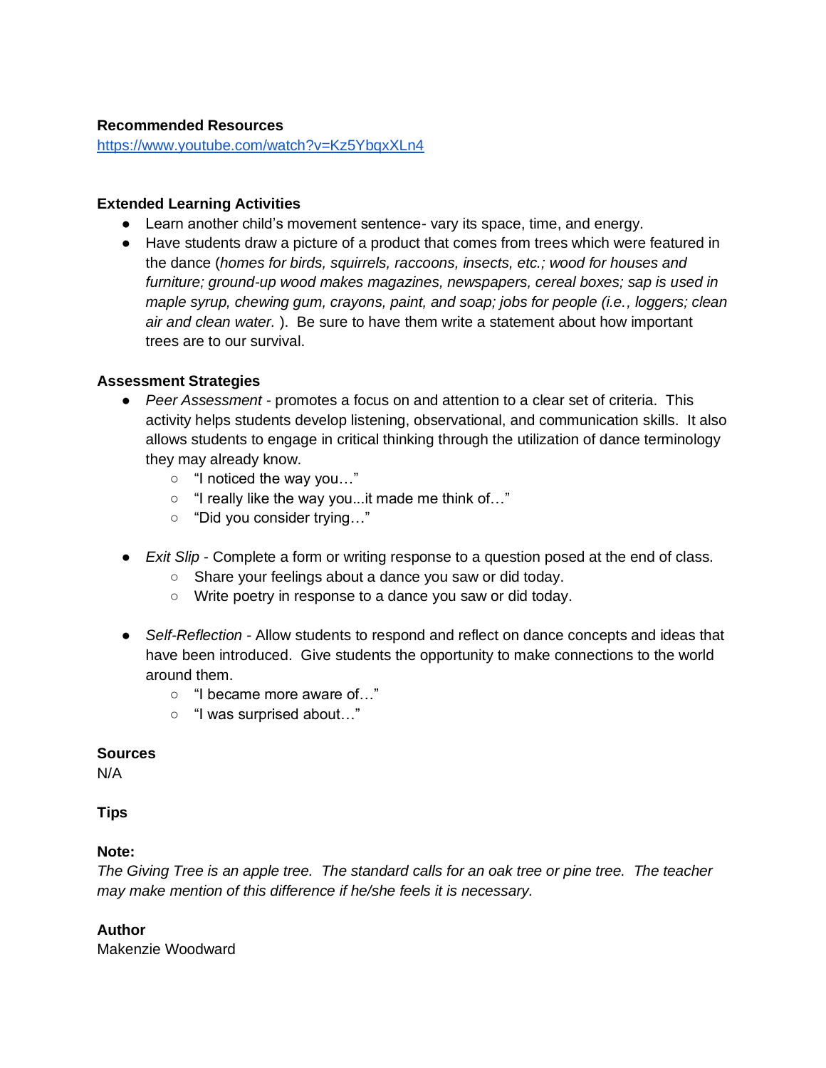**Recommended Resources**

[https://www.youtube.com/watch?v=Kz5YbqxXLn4](https://www.youtube.com/watch?v=Kz5YbqxXLn4)

**Extended Learning Activities**

- Learn another child's movement sentence- vary its space, time, and energy.
- Have students draw a picture of a product that comes from trees which were featured in the dance (*homes for birds, squirrels, raccoons, insects, etc.; wood for houses and furniture; ground-up wood makes magazines, newspapers, cereal boxes; sap is used in maple syrup, chewing gum, crayons, paint, and soap; jobs for people (i.e., loggers; clean air and clean water.* ). Be sure to have them write a statement about how important trees are to our survival.

**Assessment Strategies**

- *Peer Assessment* - promotes a focus on and attention to a clear set of criteria. This activity helps students develop listening, observational, and communication skills. It also allows students to engage in critical thinking through the utilization of dance terminology they may already know.
    - "I noticed the way you…"
    - "I really like the way you...it made me think of…"
    - "Did you consider trying…"

- *Exit Slip* - Complete a form or writing response to a question posed at the end of class.
    - Share your feelings about a dance you saw or did today.
    - Write poetry in response to a dance you saw or did today.

- *Self-Reflection* - Allow students to respond and reflect on dance concepts and ideas that have been introduced. Give students the opportunity to make connections to the world around them.
    - "I became more aware of…"
    - "I was surprised about…"

**Sources**

N/A

**Tips**

**Note:**

*The Giving Tree is an apple tree. The standard calls for an oak tree or pine tree. The teacher may make mention of this difference if he/she feels it is necessary.*

**Author**

Makenzie Woodward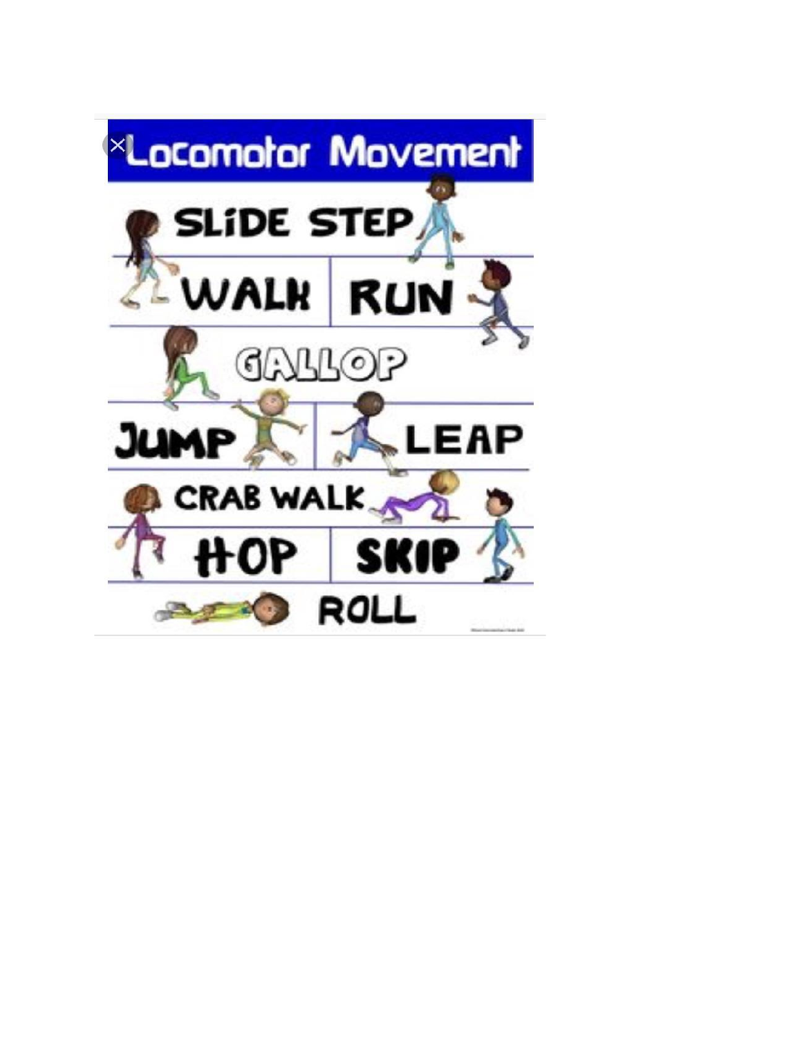# Locomotor Movement

SLIDE STEP

WALK | RUN

GALLOP

JUMP | LEAP

CRAB WALK

HOP | SKIP

ROLL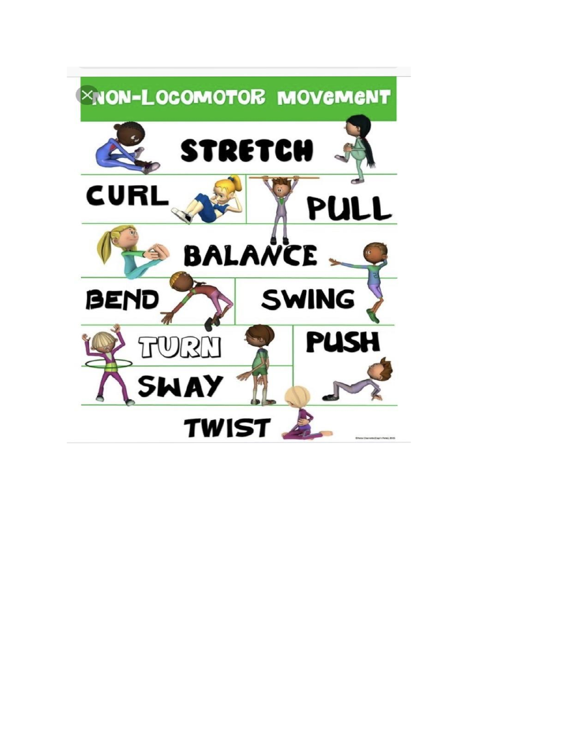# NON-LOCOMOTOR MOVEMENT

STRETCH

CURL

PULL

BALANCE

BEND

SWING

TURN

PUSH

SWAY

TWIST